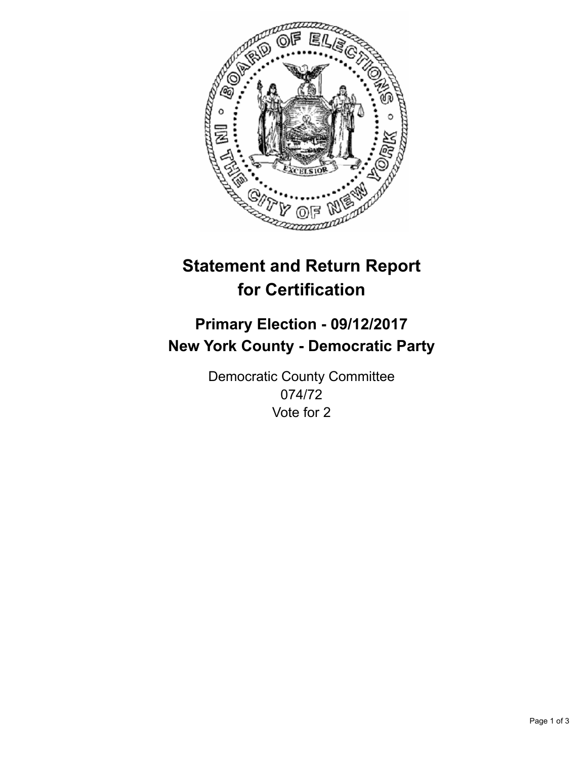# Statement and Return Report for Certification

## Primary Election - 09/12/2017
## New York County - Democratic Party

Democratic County Committee
074/72
Vote for 2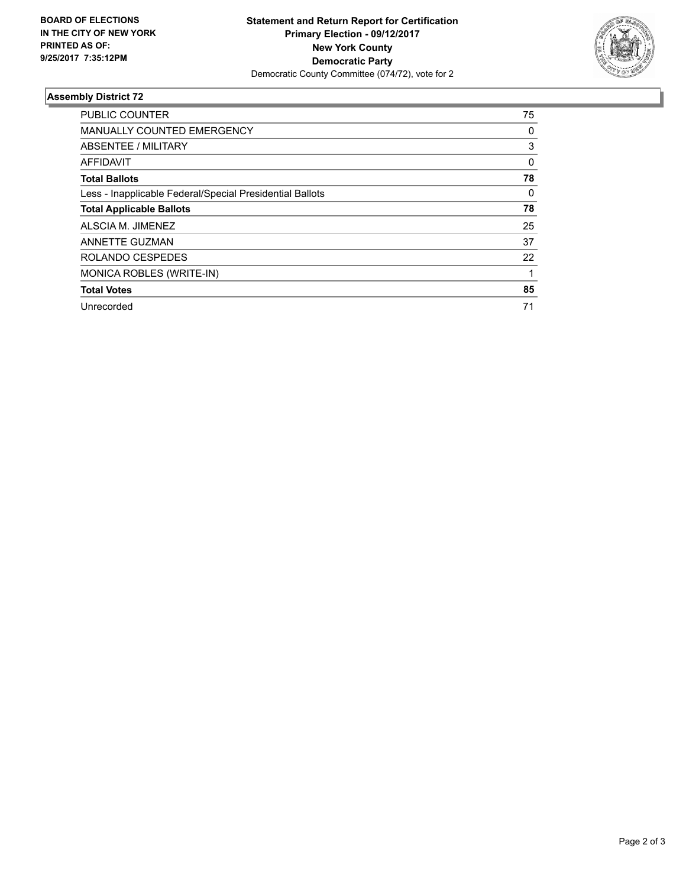**BOARD OF ELECTIONS IN THE CITY OF NEW YORK PRINTED AS OF: 9/25/2017 7:35:12PM**

**Statement and Return Report for Certification**
**Primary Election - 09/12/2017**
**New York County**
**Democratic Party**
Democratic County Committee (074/72), vote for 2

## Assembly District 72

| | |
|---|---|
| PUBLIC COUNTER | 75 |
| MANUALLY COUNTED EMERGENCY | 0 |
| ABSENTEE / MILITARY | 3 |
| AFFIDAVIT | 0 |
| **Total Ballots** | **78** |
| Less - Inapplicable Federal/Special Presidential Ballots | 0 |
| **Total Applicable Ballots** | **78** |
| ALSCIA M. JIMENEZ | 25 |
| ANNETTE GUZMAN | 37 |
| ROLANDO CESPEDES | 22 |
| MONICA ROBLES (WRITE-IN) | 1 |
| **Total Votes** | **85** |
| Unrecorded | 71 |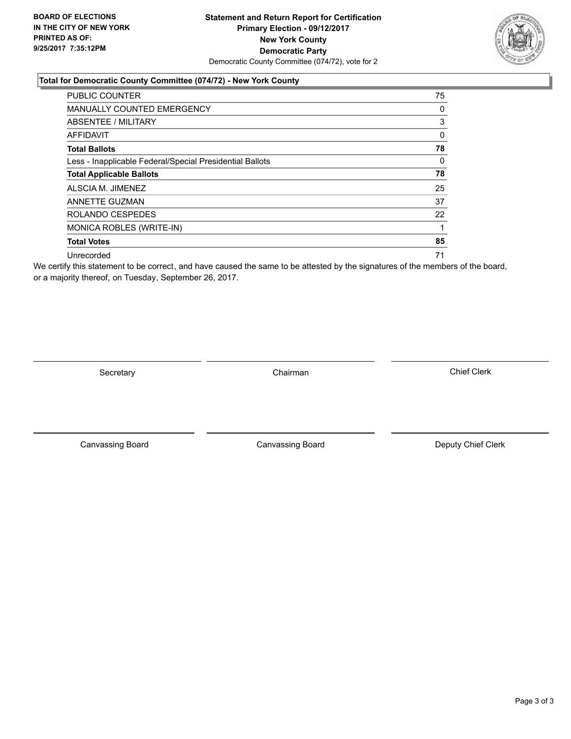**BOARD OF ELECTIONS IN THE CITY OF NEW YORK PRINTED AS OF: 9/25/2017 7:35:12PM**

**Statement and Return Report for Certification**
**Primary Election - 09/12/2017**
**New York County**
**Democratic Party**
Democratic County Committee (074/72), vote for 2

### Total for Democratic County Committee (074/72) - New York County

| | |
|---|---|
| PUBLIC COUNTER | 75 |
| MANUALLY COUNTED EMERGENCY | 0 |
| ABSENTEE / MILITARY | 3 |
| AFFIDAVIT | 0 |
| **Total Ballots** | **78** |
| Less - Inapplicable Federal/Special Presidential Ballots | 0 |
| **Total Applicable Ballots** | **78** |
| ALSCIA M. JIMENEZ | 25 |
| ANNETTE GUZMAN | 37 |
| ROLANDO CESPEDES | 22 |
| MONICA ROBLES (WRITE-IN) | 1 |
| **Total Votes** | **85** |
| Unrecorded | 71 |

We certify this statement to be correct, and have caused the same to be attested by the signatures of the members of the board, or a majority thereof, on Tuesday, September 26, 2017.

Secretary

Chairman

Chief Clerk

Canvassing Board

Canvassing Board

Deputy Chief Clerk